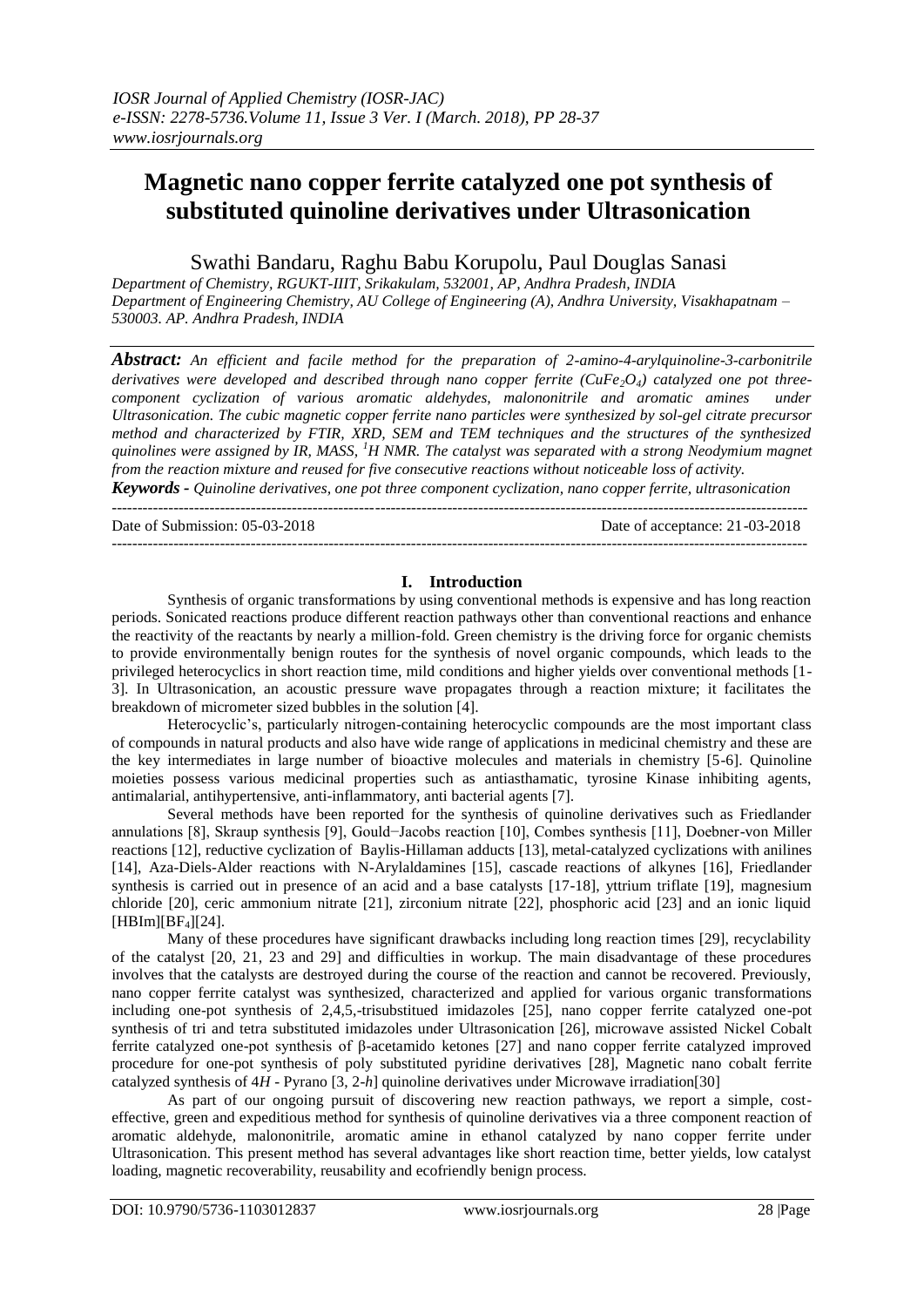# Magnetic nano copper ferrite catalyzed one pot synthesis of substituted quinoline derivatives under Ultrasonication

Swathi Bandaru, Raghu Babu Korupolu, Paul Douglas Sanasi

*Department of Chemistry, RGUKT-IIIT, Srikakulam, 532001, AP, Andhra Pradesh, INDIA*
*Department of Engineering Chemistry, AU College of Engineering (A), Andhra University, Visakhapatnam – 530003. AP. Andhra Pradesh, INDIA*

***Abstract:*** *An efficient and facile method for the preparation of 2-amino-4-arylquinoline-3-carbonitrile derivatives were developed and described through nano copper ferrite ($CuFe_2O_4$) catalyzed one pot three-component cyclization of various aromatic aldehydes, malononitrile and aromatic amines under Ultrasonication. The cubic magnetic copper ferrite nano particles were synthesized by sol-gel citrate precursor method and characterized by FTIR, XRD, SEM and TEM techniques and the structures of the synthesized quinolines were assigned by IR, MASS, $^1H$ NMR. The catalyst was separated with a strong Neodymium magnet from the reaction mixture and reused for five consecutive reactions without noticeable loss of activity.*

***Keywords -*** *Quinoline derivatives, one pot three component cyclization, nano copper ferrite, ultrasonication*

Date of Submission: 05-03-2018 Date of acceptance: 21-03-2018

## I. Introduction

Synthesis of organic transformations by using conventional methods is expensive and has long reaction periods. Sonicated reactions produce different reaction pathways other than conventional reactions and enhance the reactivity of the reactants by nearly a million-fold. Green chemistry is the driving force for organic chemists to provide environmentally benign routes for the synthesis of novel organic compounds, which leads to the privileged heterocyclics in short reaction time, mild conditions and higher yields over conventional methods [1-3]. In Ultrasonication, an acoustic pressure wave propagates through a reaction mixture; it facilitates the breakdown of micrometer sized bubbles in the solution [4].

Heterocyclic's, particularly nitrogen-containing heterocyclic compounds are the most important class of compounds in natural products and also have wide range of applications in medicinal chemistry and these are the key intermediates in large number of bioactive molecules and materials in chemistry [5-6]. Quinoline moieties possess various medicinal properties such as antiasthamatic, tyrosine Kinase inhibiting agents, antimalarial, antihypertensive, anti-inflammatory, anti bacterial agents [7].

Several methods have been reported for the synthesis of quinoline derivatives such as Friedlander annulations [8], Skraup synthesis [9], Gould−Jacobs reaction [10], Combes synthesis [11], Doebner-von Miller reactions [12], reductive cyclization of Baylis-Hillaman adducts [13], metal-catalyzed cyclizations with anilines [14], Aza-Diels-Alder reactions with N-Arylaldamines [15], cascade reactions of alkynes [16], Friedlander synthesis is carried out in presence of an acid and a base catalysts [17-18], yttrium triflate [19], magnesium chloride [20], ceric ammonium nitrate [21], zirconium nitrate [22], phosphoric acid [23] and an ionic liquid $[HBIm][BF_4]$[24].

Many of these procedures have significant drawbacks including long reaction times [29], recyclability of the catalyst [20, 21, 23 and 29] and difficulties in workup. The main disadvantage of these procedures involves that the catalysts are destroyed during the course of the reaction and cannot be recovered. Previously, nano copper ferrite catalyst was synthesized, characterized and applied for various organic transformations including one-pot synthesis of 2,4,5,-trisubstitued imidazoles [25], nano copper ferrite catalyzed one-pot synthesis of tri and tetra substituted imidazoles under Ultrasonication [26], microwave assisted Nickel Cobalt ferrite catalyzed one-pot synthesis of β-acetamido ketones [27] and nano copper ferrite catalyzed improved procedure for one-pot synthesis of poly substituted pyridine derivatives [28], Magnetic nano cobalt ferrite catalyzed synthesis of 4*H* - Pyrano [3, 2-*h*] quinoline derivatives under Microwave irradiation[30]

As part of our ongoing pursuit of discovering new reaction pathways, we report a simple, cost-effective, green and expeditious method for synthesis of quinoline derivatives via a three component reaction of aromatic aldehyde, malononitrile, aromatic amine in ethanol catalyzed by nano copper ferrite under Ultrasonication. This present method has several advantages like short reaction time, better yields, low catalyst loading, magnetic recoverability, reusability and ecofriendly benign process.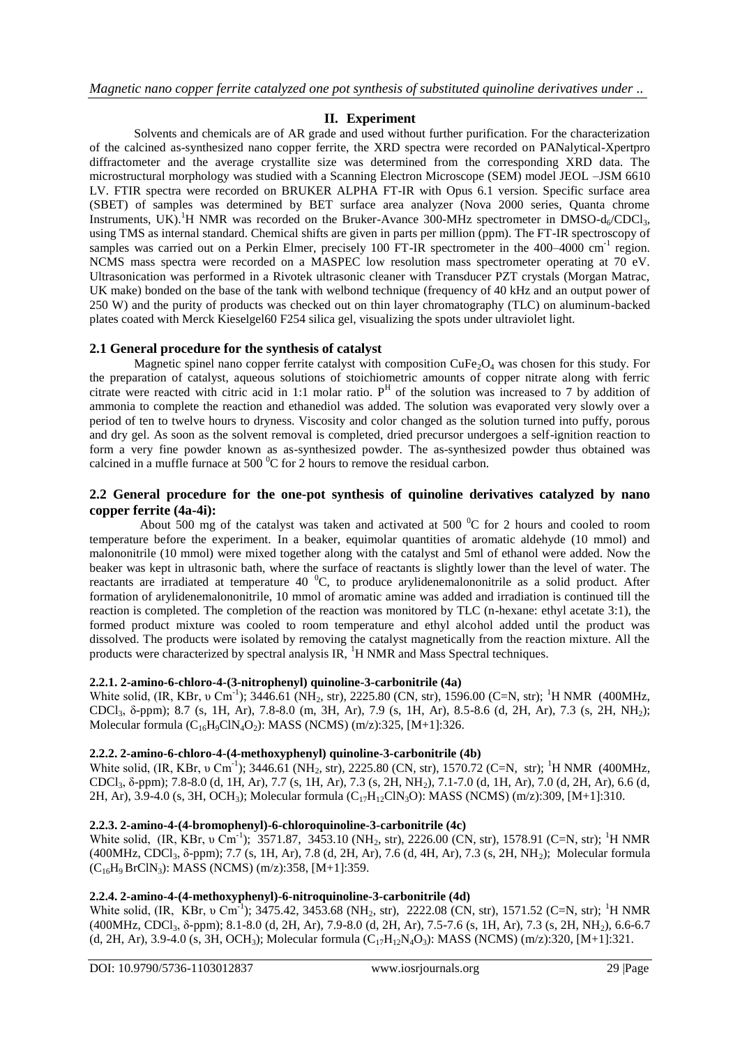## II. Experiment

Solvents and chemicals are of AR grade and used without further purification. For the characterization of the calcined as-synthesized nano copper ferrite, the XRD spectra were recorded on PANalytical-Xpertpro diffractometer and the average crystallite size was determined from the corresponding XRD data. The microstructural morphology was studied with a Scanning Electron Microscope (SEM) model JEOL –JSM 6610 LV. FTIR spectra were recorded on BRUKER ALPHA FT-IR with Opus 6.1 version. Specific surface area (SBET) of samples was determined by BET surface area analyzer (Nova 2000 series, Quanta chrome Instruments, UK).$^1$H NMR was recorded on the Bruker-Avance 300-MHz spectrometer in DMSO-$d_6$/$CDCl_3$, using TMS as internal standard. Chemical shifts are given in parts per million (ppm). The FT-IR spectroscopy of samples was carried out on a Perkin Elmer, precisely 100 FT-IR spectrometer in the 400–4000 $cm^{-1}$ region. NCMS mass spectra were recorded on a MASPEC low resolution mass spectrometer operating at 70 eV. Ultrasonication was performed in a Rivotek ultrasonic cleaner with Transducer PZT crystals (Morgan Matrac, UK make) bonded on the base of the tank with welbond technique (frequency of 40 kHz and an output power of 250 W) and the purity of products was checked out on thin layer chromatography (TLC) on aluminum-backed plates coated with Merck Kieselgel60 F254 silica gel, visualizing the spots under ultraviolet light.

### 2.1 General procedure for the synthesis of catalyst

Magnetic spinel nano copper ferrite catalyst with composition $CuFe_2O_4$ was chosen for this study. For the preparation of catalyst, aqueous solutions of stoichiometric amounts of copper nitrate along with ferric citrate were reacted with citric acid in 1:1 molar ratio. $P^H$ of the solution was increased to 7 by addition of ammonia to complete the reaction and ethanediol was added. The solution was evaporated very slowly over a period of ten to twelve hours to dryness. Viscosity and color changed as the solution turned into puffy, porous and dry gel. As soon as the solvent removal is completed, dried precursor undergoes a self-ignition reaction to form a very fine powder known as as-synthesized powder. The as-synthesized powder thus obtained was calcined in a muffle furnace at 500 $^0$C for 2 hours to remove the residual carbon.

### 2.2 General procedure for the one-pot synthesis of quinoline derivatives catalyzed by nano copper ferrite (4a-4i):

About 500 mg of the catalyst was taken and activated at 500 $^0$C for 2 hours and cooled to room temperature before the experiment. In a beaker, equimolar quantities of aromatic aldehyde (10 mmol) and malononitrile (10 mmol) were mixed together along with the catalyst and 5ml of ethanol were added. Now the beaker was kept in ultrasonic bath, where the surface of reactants is slightly lower than the level of water. The reactants are irradiated at temperature 40 $^0$C, to produce arylidenemalononitrile as a solid product. After formation of arylidenemalononitrile, 10 mmol of aromatic amine was added and irradiation is continued till the reaction is completed. The completion of the reaction was monitored by TLC (n-hexane: ethyl acetate 3:1), the formed product mixture was cooled to room temperature and ethyl alcohol added until the product was dissolved. The products were isolated by removing the catalyst magnetically from the reaction mixture. All the products were characterized by spectral analysis IR, $^1$H NMR and Mass Spectral techniques.

#### 2.2.1. 2-amino-6-chloro-4-(3-nitrophenyl) quinoline-3-carbonitrile (4a)

White solid, (IR, KBr, υ $Cm^{-1}$); 3446.61 ($NH_2$, str), 2225.80 (CN, str), 1596.00 (C=N, str); $^1$H NMR (400MHz, $CDCl_3$, δ-ppm); 8.7 (s, 1H, Ar), 7.8-8.0 (m, 3H, Ar), 7.9 (s, 1H, Ar), 8.5-8.6 (d, 2H, Ar), 7.3 (s, 2H, $NH_2$); Molecular formula ($C_{16}H_9ClN_4O_2$): MASS (NCMS) (m/z):325, [M+1]:326.

#### 2.2.2. 2-amino-6-chloro-4-(4-methoxyphenyl) quinoline-3-carbonitrile (4b)

White solid, (IR, KBr, υ $Cm^{-1}$); 3446.61 ($NH_2$, str), 2225.80 (CN, str), 1570.72 (C=N, str); $^1$H NMR (400MHz, $CDCl_3$, δ-ppm); 7.8-8.0 (d, 1H, Ar), 7.7 (s, 1H, Ar), 7.3 (s, 2H, $NH_2$), 7.1-7.0 (d, 1H, Ar), 7.0 (d, 2H, Ar), 6.6 (d, 2H, Ar), 3.9-4.0 (s, 3H, $OCH_3$); Molecular formula ($C_{17}H_{12}ClN_3O$): MASS (NCMS) (m/z):309, [M+1]:310.

#### 2.2.3. 2-amino-4-(4-bromophenyl)-6-chloroquinoline-3-carbonitrile (4c)

White solid, (IR, KBr, υ $Cm^{-1}$); 3571.87, 3453.10 ($NH_2$, str), 2226.00 (CN, str), 1578.91 (C=N, str); $^1$H NMR (400MHz, $CDCl_3$, δ-ppm); 7.7 (s, 1H, Ar), 7.8 (d, 2H, Ar), 7.6 (d, 4H, Ar), 7.3 (s, 2H, $NH_2$); Molecular formula ($C_{16}H_9BrClN_3$): MASS (NCMS) (m/z):358, [M+1]:359.

#### 2.2.4. 2-amino-4-(4-methoxyphenyl)-6-nitroquinoline-3-carbonitrile (4d)

White solid, (IR, KBr, υ $Cm^{-1}$); 3475.42, 3453.68 ($NH_2$, str), 2222.08 (CN, str), 1571.52 (C=N, str); $^1$H NMR (400MHz, $CDCl_3$, δ-ppm); 8.1-8.0 (d, 2H, Ar), 7.9-8.0 (d, 2H, Ar), 7.5-7.6 (s, 1H, Ar), 7.3 (s, 2H, $NH_2$), 6.6-6.7 (d, 2H, Ar), 3.9-4.0 (s, 3H, $OCH_3$); Molecular formula ($C_{17}H_{12}N_4O_3$): MASS (NCMS) (m/z):320, [M+1]:321.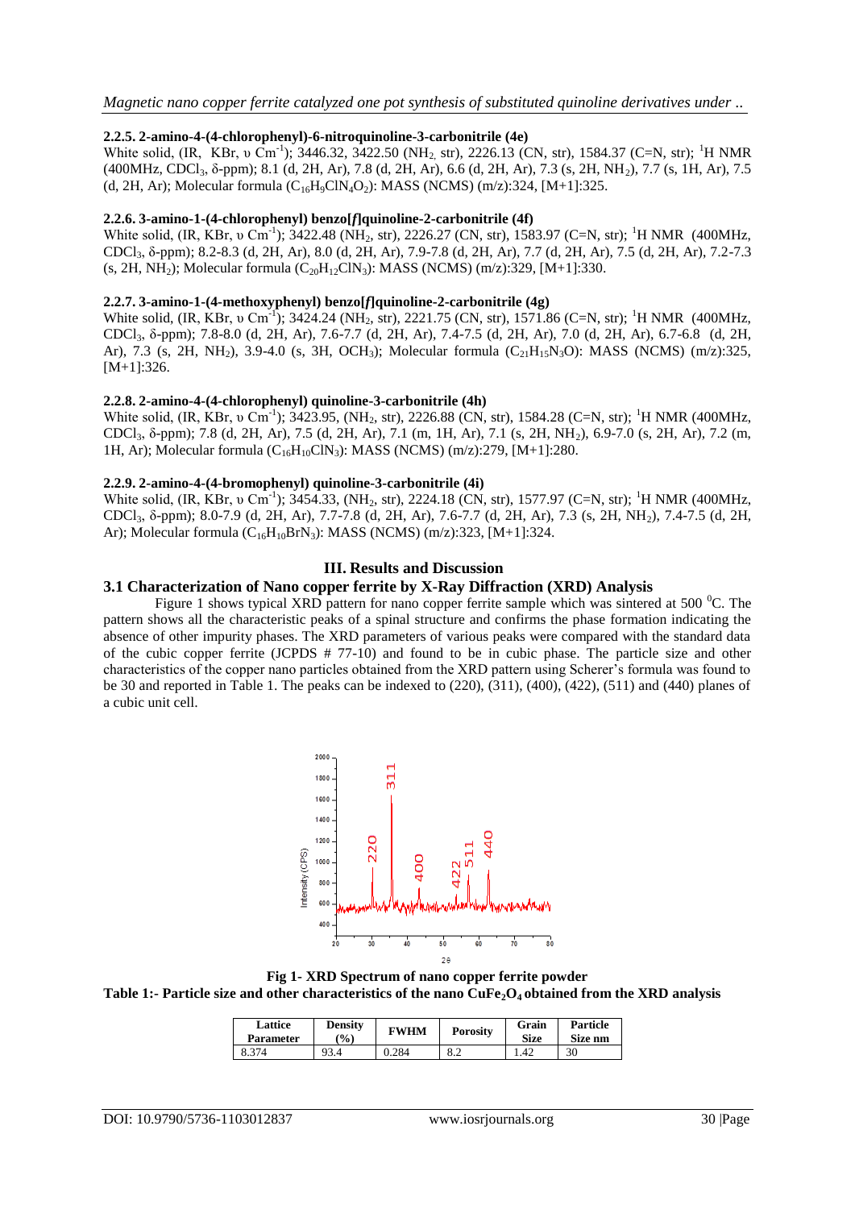#### 2.2.5. 2-amino-4-(4-chlorophenyl)-6-nitroquinoline-3-carbonitrile (4e)

White solid, (IR, KBr, υ $Cm^{-1}$); 3446.32, 3422.50 ($NH_2$ str), 2226.13 (CN, str), 1584.37 (C=N, str); $^1H$ NMR (400MHz, $CDCl_3$, δ-ppm); 8.1 (d, 2H, Ar), 7.8 (d, 2H, Ar), 6.6 (d, 2H, Ar), 7.3 (s, 2H, $NH_2$), 7.7 (s, 1H, Ar), 7.5 (d, 2H, Ar); Molecular formula ($C_{16}H_9ClN_4O_2$): MASS (NCMS) (m/z):324, [M+1]:325.

#### 2.2.6. 3-amino-1-(4-chlorophenyl) benzo[*f*]quinoline-2-carbonitrile (4f)

White solid, (IR, KBr, υ $Cm^{-1}$); 3422.48 ($NH_2$, str), 2226.27 (CN, str), 1583.97 (C=N, str); $^1H$ NMR (400MHz, $CDCl_3$, δ-ppm); 8.2-8.3 (d, 2H, Ar), 8.0 (d, 2H, Ar), 7.9-7.8 (d, 2H, Ar), 7.7 (d, 2H, Ar), 7.5 (d, 2H, Ar), 7.2-7.3 (s, 2H, $NH_2$); Molecular formula ($C_{20}H_{12}ClN_3$); MASS (NCMS) (m/z):329, [M+1]:330.

#### 2.2.7. 3-amino-1-(4-methoxyphenyl) benzo[*f*]quinoline-2-carbonitrile (4g)

White solid, (IR, KBr, υ $Cm^{-1}$); 3424.24 ($NH_2$, str), 2221.75 (CN, str), 1571.86 (C=N, str); $^1H$ NMR (400MHz, $CDCl_3$, δ-ppm); 7.8-8.0 (d, 2H, Ar), 7.6-7.7 (d, 2H, Ar), 7.4-7.5 (d, 2H, Ar), 7.0 (d, 2H, Ar), 6.7-6.8 (d, 2H, Ar), 7.3 (s, 2H, $NH_2$), 3.9-4.0 (s, 3H, $OCH_3$); Molecular formula ($C_{21}H_{15}N_3O$): MASS (NCMS) (m/z):325, [M+1]:326.

#### 2.2.8. 2-amino-4-(4-chlorophenyl) quinoline-3-carbonitrile (4h)

White solid, (IR, KBr, υ $Cm^{-1}$); 3423.95, ($NH_2$, str), 2226.88 (CN, str), 1584.28 (C=N, str); $^1H$ NMR (400MHz, $CDCl_3$, δ-ppm); 7.8 (d, 2H, Ar), 7.5 (d, 2H, Ar), 7.1 (m, 1H, Ar), 7.1 (s, 2H, $NH_2$), 6.9-7.0 (s, 2H, Ar), 7.2 (m, 1H, Ar); Molecular formula ($C_{16}H_{10}ClN_3$): MASS (NCMS) (m/z):279, [M+1]:280.

#### 2.2.9. 2-amino-4-(4-bromophenyl) quinoline-3-carbonitrile (4i)

White solid, (IR, KBr, υ $Cm^{-1}$); 3454.33, ($NH_2$, str), 2224.18 (CN, str), 1577.97 (C=N, str); $^1H$ NMR (400MHz, $CDCl_3$, δ-ppm); 8.0-7.9 (d, 2H, Ar), 7.7-7.8 (d, 2H, Ar), 7.6-7.7 (d, 2H, Ar), 7.3 (s, 2H, $NH_2$), 7.4-7.5 (d, 2H, Ar); Molecular formula ($C_{16}H_{10}BrN_3$): MASS (NCMS) (m/z):323, [M+1]:324.

## III. Results and Discussion

### 3.1 Characterization of Nano copper ferrite by X-Ray Diffraction (XRD) Analysis

Figure 1 shows typical XRD pattern for nano copper ferrite sample which was sintered at 500 $^0C$. The pattern shows all the characteristic peaks of a spinal structure and confirms the phase formation indicating the absence of other impurity phases. The XRD parameters of various peaks were compared with the standard data of the cubic copper ferrite (JCPDS # 77-10) and found to be in cubic phase. The particle size and other characteristics of the copper nano particles obtained from the XRD pattern using Scherer's formula was found to be 30 and reported in Table 1. The peaks can be indexed to (220), (311), (400), (422), (511) and (440) planes of a cubic unit cell.

**Fig 1- XRD Spectrum of nano copper ferrite powder**

**Table 1:- Particle size and other characteristics of the nano $CuFe_2O_4$ obtained from the XRD analysis**

| Lattice Parameter | Density (%) | FWHM | Porosity | Grain Size | Particle Size nm |
|---|---|---|---|---|---|
| 8.374 | 93.4 | 0.284 | 8.2 | 1.42 | 30 |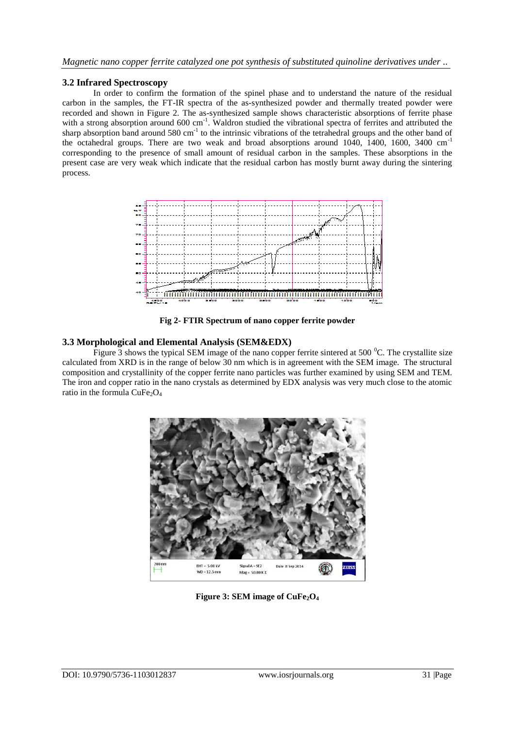### 3.2 Infrared Spectroscopy

In order to confirm the formation of the spinel phase and to understand the nature of the residual carbon in the samples, the FT-IR spectra of the as-synthesized powder and thermally treated powder were recorded and shown in Figure 2. The as-synthesized sample shows characteristic absorptions of ferrite phase with a strong absorption around 600 $cm^{-1}$. Waldron studied the vibrational spectra of ferrites and attributed the sharp absorption band around 580 $cm^{-1}$ to the intrinsic vibrations of the tetrahedral groups and the other band of the octahedral groups. There are two weak and broad absorptions around 1040, 1400, 1600, 3400 $cm^{-1}$ corresponding to the presence of small amount of residual carbon in the samples. These absorptions in the present case are very weak which indicate that the residual carbon has mostly burnt away during the sintering process.

**Fig 2- FTIR Spectrum of nano copper ferrite powder**

### 3.3 Morphological and Elemental Analysis (SEM&EDX)

Figure 3 shows the typical SEM image of the nano copper ferrite sintered at 500 $^{0}C$. The crystallite size calculated from XRD is in the range of below 30 nm which is in agreement with the SEM image. The structural composition and crystallinity of the copper ferrite nano particles was further examined by using SEM and TEM. The iron and copper ratio in the nano crystals as determined by EDX analysis was very much close to the atomic ratio in the formula $CuFe_2O_4$

**Figure 3: SEM image of $CuFe_2O_4$**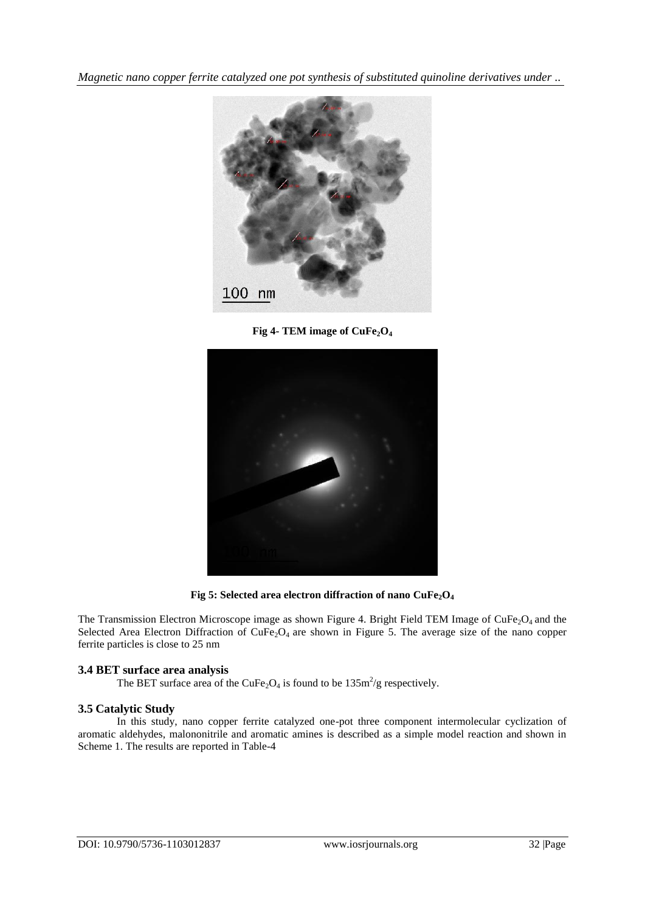Fig 4- TEM image of $CuFe_2O_4$

Fig 5: Selected area electron diffraction of nano $CuFe_2O_4$

The Transmission Electron Microscope image as shown Figure 4. Bright Field TEM Image of $CuFe_2O_4$ and the Selected Area Electron Diffraction of $CuFe_2O_4$ are shown in Figure 5. The average size of the nano copper ferrite particles is close to 25 nm

### 3.4 BET surface area analysis

The BET surface area of the $CuFe_2O_4$ is found to be $135m^2/g$ respectively.

### 3.5 Catalytic Study

In this study, nano copper ferrite catalyzed one-pot three component intermolecular cyclization of aromatic aldehydes, malononitrile and aromatic amines is described as a simple model reaction and shown in Scheme 1. The results are reported in Table-4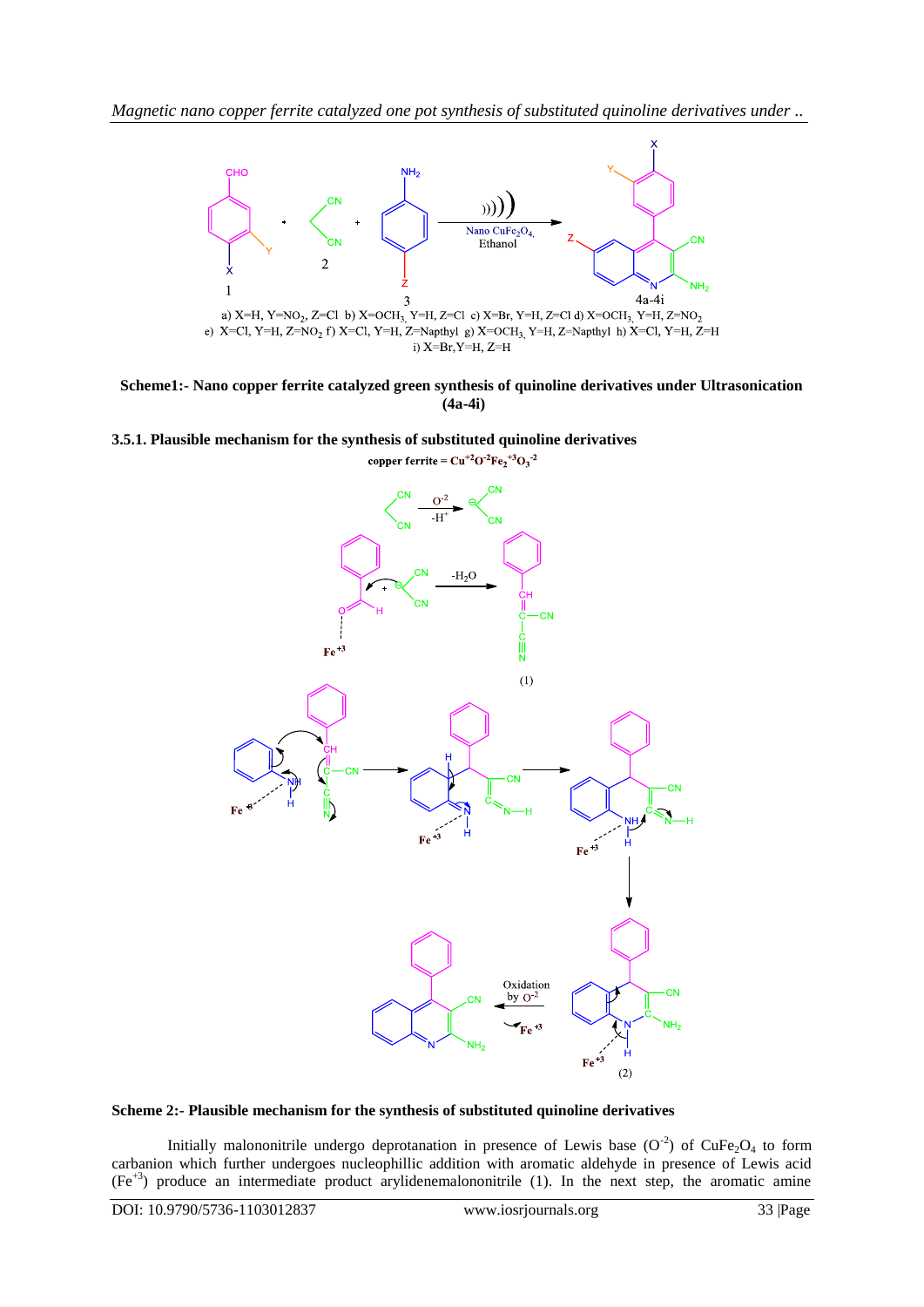a) X=H, Y=$NO_2$, Z=Cl b) X=$OCH_3$, Y=H, Z=Cl c) X=Br, Y=H, Z=Cl d) X=$OCH_3$, Y=H, Z=$NO_2$ e) X=Cl, Y=H, Z=$NO_2$ f) X=Cl, Y=H, Z=Napthyl g) X=$OCH_3$, Y=H, Z=Napthyl h) X=Cl, Y=H, Z=H i) X=Br, Y=H, Z=H

**Scheme1:- Nano copper ferrite catalyzed green synthesis of quinoline derivatives under Ultrasonication (4a-4i)**

### 3.5.1. Plausible mechanism for the synthesis of substituted quinoline derivatives

copper ferrite = $Cu^{+2}O^{-2}Fe_2^{+3}O_3^{-2}$

**Scheme 2:- Plausible mechanism for the synthesis of substituted quinoline derivatives**

Initially malononitrile undergo deprotanation in presence of Lewis base ($O^{-2}$) of $CuFe_2O_4$ to form carbanion which further undergoes nucleophillic addition with aromatic aldehyde in presence of Lewis acid ($Fe^{+3}$) produce an intermediate product arylidenemalononitrile (1). In the next step, the aromatic amine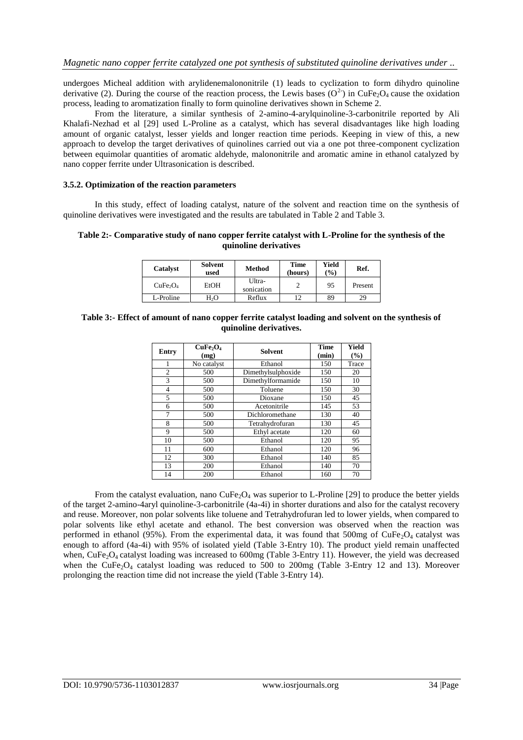undergoes Micheal addition with arylidenemalononitrile (1) leads to cyclization to form dihydro quinoline derivative (2). During the course of the reaction process, the Lewis bases ($O^{2-}$) in $CuFe_2O_4$ cause the oxidation process, leading to aromatization finally to form quinoline derivatives shown in Scheme 2.

From the literature, a similar synthesis of 2-amino-4-arylquinoline-3-carbonitrile reported by Ali Khalafi-Nezhad et al [29] used L-Proline as a catalyst, which has several disadvantages like high loading amount of organic catalyst, lesser yields and longer reaction time periods. Keeping in view of this, a new approach to develop the target derivatives of quinolines carried out via a one pot three-component cyclization between equimolar quantities of aromatic aldehyde, malononitrile and aromatic amine in ethanol catalyzed by nano copper ferrite under Ultrasonication is described.

### 3.5.2. Optimization of the reaction parameters

In this study, effect of loading catalyst, nature of the solvent and reaction time on the synthesis of quinoline derivatives were investigated and the results are tabulated in Table 2 and Table 3.

**Table 2:- Comparative study of nano copper ferrite catalyst with L-Proline for the synthesis of the quinoline derivatives**

| Catalyst | Solvent used | Method | Time (hours) | Yield (%) | Ref. |
|---|---|---|---|---|---|
| $CuFe_2O_4$ | EtOH | Ultra-sonication | 2 | 95 | Present |
| L-Proline | $H_2O$ | Reflux | 12 | 89 | 29 |

**Table 3:- Effect of amount of nano copper ferrite catalyst loading and solvent on the synthesis of quinoline derivatives.**

| Entry | $CuFe_2O_4$ (mg) | Solvent | Time (min) | Yield (%) |
|---|---|---|---|---|
| 1 | No catalyst | Ethanol | 150 | Trace |
| 2 | 500 | Dimethylsulphoxide | 150 | 20 |
| 3 | 500 | Dimethylformamide | 150 | 10 |
| 4 | 500 | Toluene | 150 | 30 |
| 5 | 500 | Dioxane | 150 | 45 |
| 6 | 500 | Acetonitrile | 145 | 53 |
| 7 | 500 | Dichloromethane | 130 | 40 |
| 8 | 500 | Tetrahydrofuran | 130 | 45 |
| 9 | 500 | Ethyl acetate | 120 | 60 |
| 10 | 500 | Ethanol | 120 | 95 |
| 11 | 600 | Ethanol | 120 | 96 |
| 12 | 300 | Ethanol | 140 | 85 |
| 13 | 200 | Ethanol | 140 | 70 |
| 14 | 200 | Ethanol | 160 | 70 |

From the catalyst evaluation, nano $CuFe_2O_4$ was superior to L-Proline [29] to produce the better yields of the target 2-amino-4aryl quinoline-3-carbonitrile (4a-4i) in shorter durations and also for the catalyst recovery and reuse. Moreover, non polar solvents like toluene and Tetrahydrofuran led to lower yields, when compared to polar solvents like ethyl acetate and ethanol. The best conversion was observed when the reaction was performed in ethanol (95%). From the experimental data, it was found that 500mg of $CuFe_2O_4$ catalyst was enough to afford (4a-4i) with 95% of isolated yield (Table 3-Entry 10). The product yield remain unaffected when, $CuFe_2O_4$ catalyst loading was increased to 600mg (Table 3-Entry 11). However, the yield was decreased when the $CuFe_2O_4$ catalyst loading was reduced to 500 to 200mg (Table 3-Entry 12 and 13). Moreover prolonging the reaction time did not increase the yield (Table 3-Entry 14).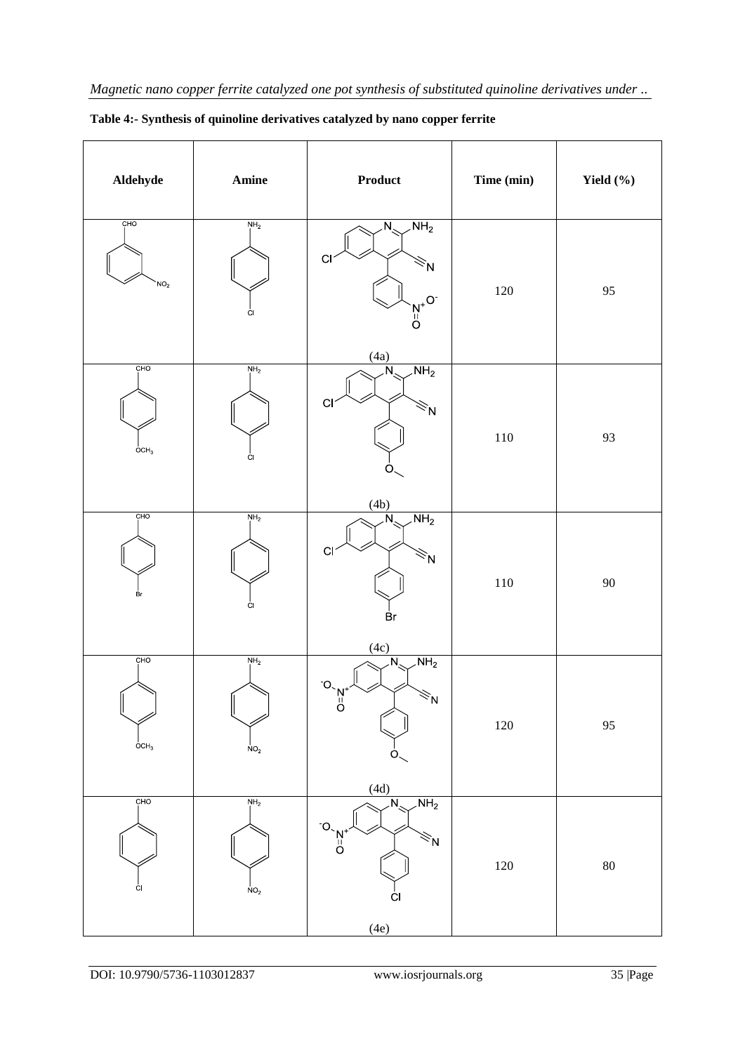**Table 4:- Synthesis of quinoline derivatives catalyzed by nano copper ferrite**

| Aldehyde | Amine | Product | Time (min) | Yield (%) |
|---|---|---|---|---|
| CHO, $NO_2$ | $NH_2$, Cl | (4a) | 120 | 95 |
| CHO, $OCH_3$ | $NH_2$, Cl | (4b) | 110 | 93 |
| CHO, Br | $NH_2$, Cl | (4c) | 110 | 90 |
| CHO, $OCH_3$ | $NH_2$, $NO_2$ | (4d) | 120 | 95 |
| CHO, Cl | $NH_2$, $NO_2$ | (4e) | 120 | 80 |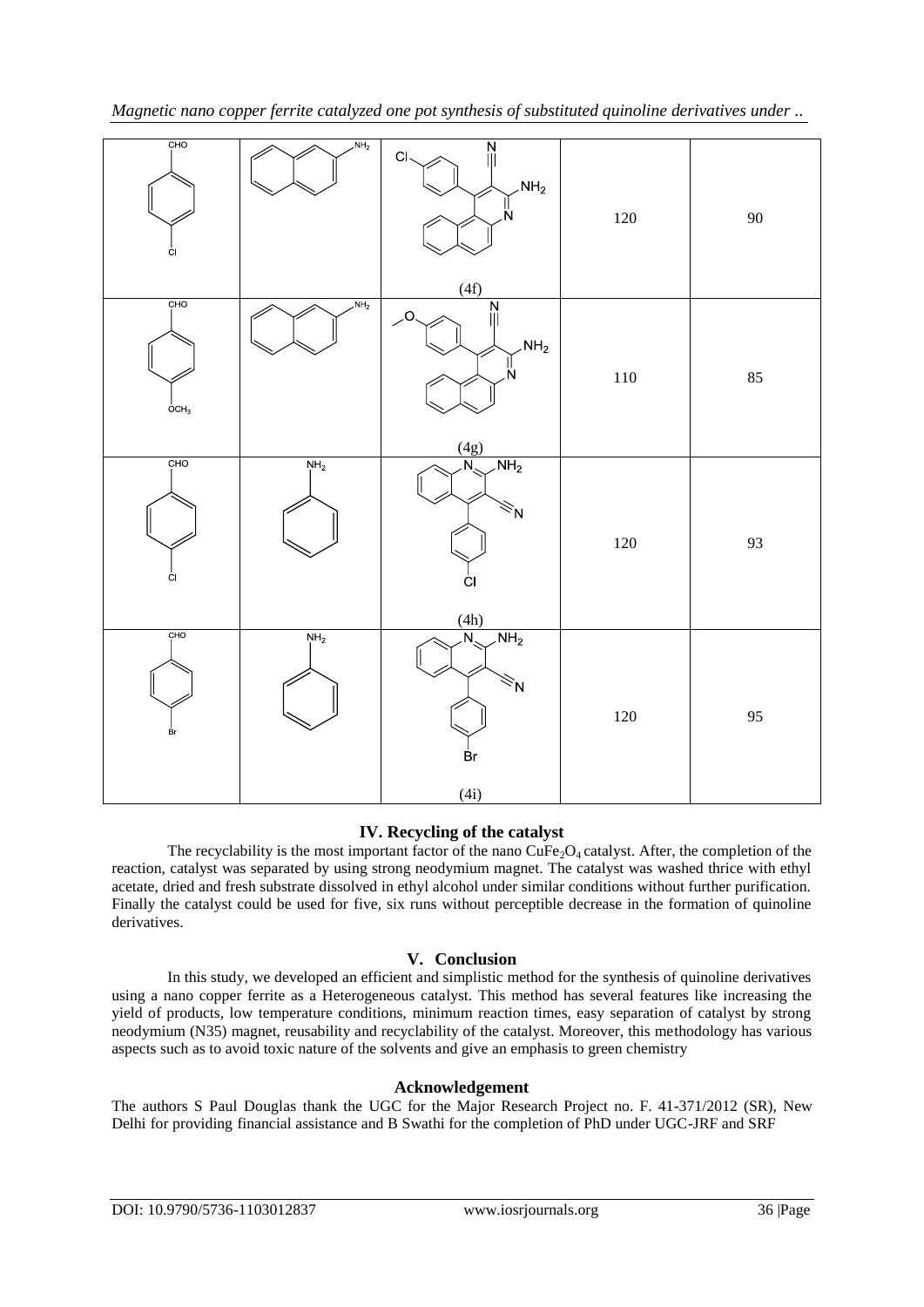| | | | | |
|---|---|---|---|---|
| CHO, Cl (4-chlorobenzaldehyde) | $NH_2$ (2-naphthylamine) | (4f) | 120 | 90 |
| CHO, $OCH_3$ (4-methoxybenzaldehyde) | $NH_2$ (2-naphthylamine) | (4g) | 110 | 85 |
| CHO, Cl (4-chlorobenzaldehyde) | $NH_2$ (aniline) | (4h) | 120 | 93 |
| CHO, Br (4-bromobenzaldehyde) | $NH_2$ (aniline) | (4i) | 120 | 95 |

## IV. Recycling of the catalyst

The recyclability is the most important factor of the nano $CuFe_2O_4$ catalyst. After, the completion of the reaction, catalyst was separated by using strong neodymium magnet. The catalyst was washed thrice with ethyl acetate, dried and fresh substrate dissolved in ethyl alcohol under similar conditions without further purification. Finally the catalyst could be used for five, six runs without perceptible decrease in the formation of quinoline derivatives.

## V. Conclusion

In this study, we developed an efficient and simplistic method for the synthesis of quinoline derivatives using a nano copper ferrite as a Heterogeneous catalyst. This method has several features like increasing the yield of products, low temperature conditions, minimum reaction times, easy separation of catalyst by strong neodymium (N35) magnet, reusability and recyclability of the catalyst. Moreover, this methodology has various aspects such as to avoid toxic nature of the solvents and give an emphasis to green chemistry

## Acknowledgement

The authors S Paul Douglas thank the UGC for the Major Research Project no. F. 41-371/2012 (SR), New Delhi for providing financial assistance and B Swathi for the completion of PhD under UGC-JRF and SRF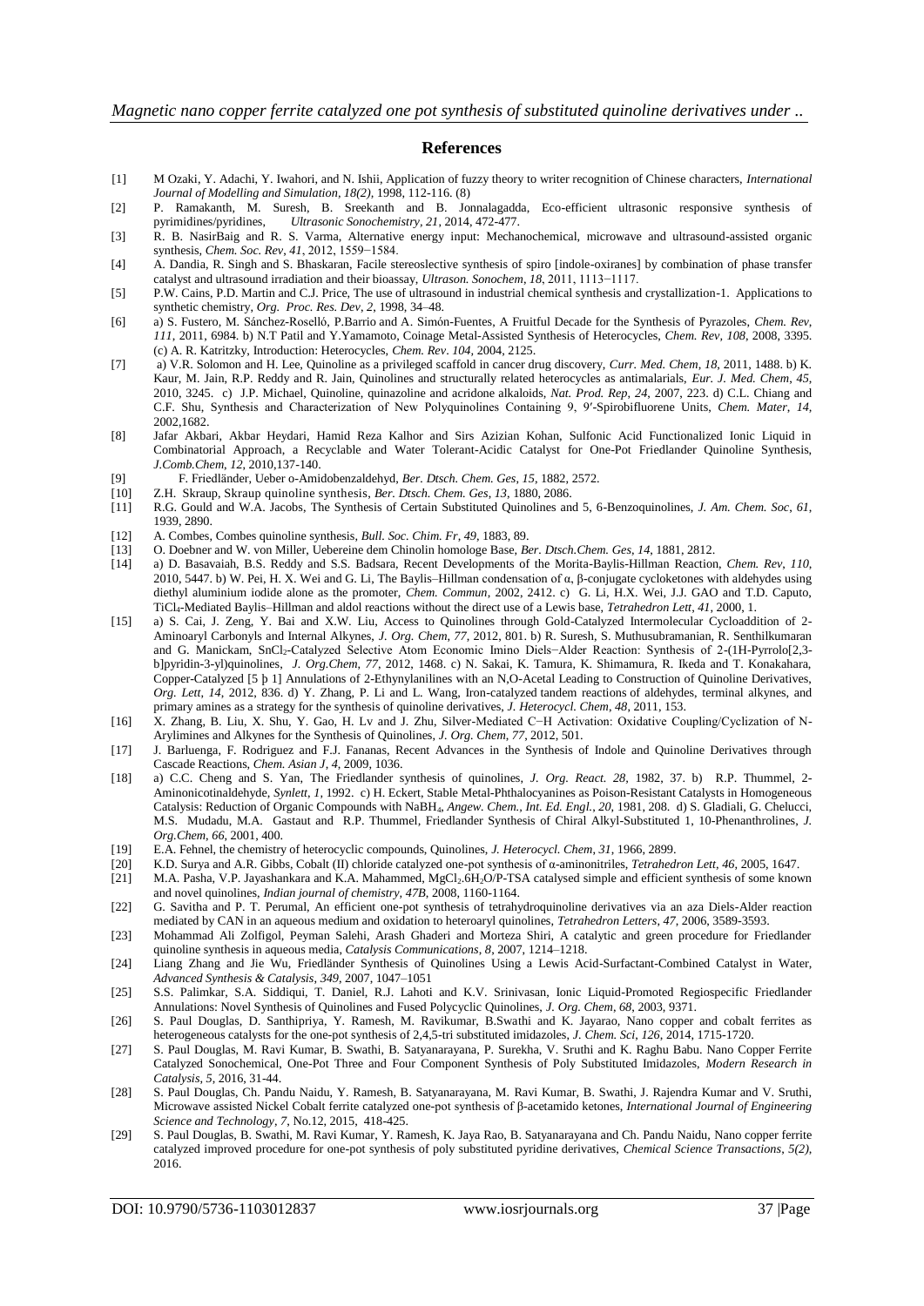## References

[1] M Ozaki, Y. Adachi, Y. Iwahori, and N. Ishii, Application of fuzzy theory to writer recognition of Chinese characters, *International Journal of Modelling and Simulation, 18(2)*, 1998, 112-116. (8)

[2] P. Ramakanth, M. Suresh, B. Sreekanth and B. Jonnalagadda, Eco-efficient ultrasonic responsive synthesis of pyrimidines/pyridines, *Ultrasonic Sonochemistry, 21*, 2014, 472-477.

[3] R. B. NasirBaig and R. S. Varma, Alternative energy input: Mechanochemical, microwave and ultrasound-assisted organic synthesis, *Chem. Soc. Rev, 41*, 2012, 1559−1584.

[4] A. Dandia, R. Singh and S. Bhaskaran, Facile stereoslective synthesis of spiro [indole-oxiranes] by combination of phase transfer catalyst and ultrasound irradiation and their bioassay, *Ultrason. Sonochem, 18*, 2011, 1113−1117.

[5] P.W. Cains, P.D. Martin and C.J. Price, The use of ultrasound in industrial chemical synthesis and crystallization-1. Applications to synthetic chemistry, *Org. Proc. Res. Dev, 2*, 1998, 34–48.

[6] a) S. Fustero, M. Sánchez-Roselló, P.Barrio and A. Simón-Fuentes, A Fruitful Decade for the Synthesis of Pyrazoles, *Chem. Rev, 111*, 2011, 6984. b) N.T Patil and Y.Yamamoto, Coinage Metal-Assisted Synthesis of Heterocycles, *Chem. Rev, 108*, 2008, 3395. (c) A. R. Katritzky, Introduction: Heterocycles, *Chem. Rev. 104*, 2004, 2125.

[7] a) V.R. Solomon and H. Lee, Quinoline as a privileged scaffold in cancer drug discovery, *Curr. Med. Chem, 18*, 2011, 1488. b) K. Kaur, M. Jain, R.P. Reddy and R. Jain, Quinolines and structurally related heterocycles as antimalarials, *Eur. J. Med. Chem, 45*, 2010, 3245. c) J.P. Michael, Quinoline, quinazoline and acridone alkaloids, *Nat. Prod. Rep, 24*, 2007, 223. d) C.L. Chiang and C.F. Shu, Synthesis and Characterization of New Polyquinolines Containing 9, 9′-Spirobifluorene Units, *Chem. Mater, 14*, 2002,1682.

[8] Jafar Akbari, Akbar Heydari, Hamid Reza Kalhor and Sirs Azizian Kohan, Sulfonic Acid Functionalized Ionic Liquid in Combinatorial Approach, a Recyclable and Water Tolerant-Acidic Catalyst for One-Pot Friedlander Quinoline Synthesis, *J.Comb.Chem, 12*, 2010,137-140.

[9] F. Friedländer, Ueber o-Amidobenzaldehyd, *Ber. Dtsch. Chem. Ges, 15*, 1882, 2572.

[10] Z.H. Skraup, Skraup quinoline synthesis, *Ber. Dtsch. Chem. Ges, 13*, 1880, 2086.

[11] R.G. Gould and W.A. Jacobs, The Synthesis of Certain Substituted Quinolines and 5, 6-Benzoquinolines, *J. Am. Chem. Soc, 61*, 1939, 2890.

[12] A. Combes, Combes quinoline synthesis, *Bull. Soc. Chim. Fr, 49*, 1883, 89.

[13] O. Doebner and W. von Miller, Uebereine dem Chinolin homologe Base, *Ber. Dtsch.Chem. Ges, 14*, 1881, 2812.

[14] a) D. Basavaiah, B.S. Reddy and S.S. Badsara, Recent Developments of the Morita-Baylis-Hillman Reaction, *Chem. Rev, 110*, 2010, 5447. b) W. Pei, H. X. Wei and G. Li, The Baylis–Hillman condensation of α, β-conjugate cycloketones with aldehydes using diethyl aluminium iodide alone as the promoter, *Chem. Commun*, 2002, 2412. c) G. Li, H.X. Wei, J.J. GAO and T.D. Caputo, $TiCl_4$-Mediated Baylis–Hillman and aldol reactions without the direct use of a Lewis base, *Tetrahedron Lett, 41*, 2000, 1.

[15] a) S. Cai, J. Zeng, Y. Bai and X.W. Liu, Access to Quinolines through Gold-Catalyzed Intermolecular Cycloaddition of 2-Aminoaryl Carbonyls and Internal Alkynes, *J. Org. Chem, 77*, 2012, 801. b) R. Suresh, S. Muthusubramanian, R. Senthilkumaran and G. Manickam, $SnCl_2$-Catalyzed Selective Atom Economic Imino Diels−Alder Reaction: Synthesis of 2-(1H-Pyrrolo[2,3-b]pyridin-3-yl)quinolines, *J. Org.Chem, 77*, 2012, 1468. c) N. Sakai, K. Tamura, K. Shimamura, R. Ikeda and T. Konakahara, Copper-Catalyzed [5 þ 1] Annulations of 2-Ethynylanilines with an N,O-Acetal Leading to Construction of Quinoline Derivatives, *Org. Lett, 14*, 2012, 836. d) Y. Zhang, P. Li and L. Wang, Iron-catalyzed tandem reactions of aldehydes, terminal alkynes, and primary amines as a strategy for the synthesis of quinoline derivatives, *J. Heterocycl. Chem, 48*, 2011, 153.

[16] X. Zhang, B. Liu, X. Shu, Y. Gao, H. Lv and J. Zhu, Silver-Mediated C−H Activation: Oxidative Coupling/Cyclization of N-Arylimines and Alkynes for the Synthesis of Quinolines, *J. Org. Chem, 77*, 2012, 501.

[17] J. Barluenga, F. Rodriguez and F.J. Fananas, Recent Advances in the Synthesis of Indole and Quinoline Derivatives through Cascade Reactions, *Chem. Asian J, 4*, 2009, 1036.

[18] a) C.C. Cheng and S. Yan, The Friedlander synthesis of quinolines, *J. Org. React. 28*, 1982, 37. b) R.P. Thummel, 2-Aminonicotinaldehyde, *Synlett, 1*, 1992. c) H. Eckert, Stable Metal-Phthalocyanines as Poison-Resistant Catalysts in Homogeneous Catalysis: Reduction of Organic Compounds with $NaBH_4$, *Angew. Chem., Int. Ed. Engl., 20*, 1981, 208. d) S. Gladiali, G. Chelucci, M.S. Mudadu, M.A. Gastaut and R.P. Thummel, Friedlander Synthesis of Chiral Alkyl-Substituted 1, 10-Phenanthrolines, *J. Org.Chem, 66*, 2001, 400.

[19] E.A. Fehnel, the chemistry of heterocyclic compounds, Quinolines, *J. Heterocycl. Chem, 31*, 1966, 2899.

[20] K.D. Surya and A.R. Gibbs, Cobalt (II) chloride catalyzed one-pot synthesis of α-aminonitriles, *Tetrahedron Lett, 46*, 2005, 1647.

[21] M.A. Pasha, V.P. Jayashankara and K.A. Mahammed, $MgCl_2.6H_2O$/P-TSA catalysed simple and efficient synthesis of some known and novel quinolines, *Indian journal of chemistry, 47B*, 2008, 1160-1164.

[22] G. Savitha and P. T. Perumal, An efficient one-pot synthesis of tetrahydroquinoline derivatives via an aza Diels-Alder reaction mediated by CAN in an aqueous medium and oxidation to heteroaryl quinolines, *Tetrahedron Letters, 47*, 2006, 3589-3593.

[23] Mohammad Ali Zolfigol, Peyman Salehi, Arash Ghaderi and Morteza Shiri, A catalytic and green procedure for Friedlander quinoline synthesis in aqueous media, *Catalysis Communications, 8*, 2007, 1214–1218.

[24] Liang Zhang and Jie Wu, Friedländer Synthesis of Quinolines Using a Lewis Acid-Surfactant-Combined Catalyst in Water, *Advanced Synthesis & Catalysis, 349*, 2007, 1047–1051

[25] S.S. Palimkar, S.A. Siddiqui, T. Daniel, R.J. Lahoti and K.V. Srinivasan, Ionic Liquid-Promoted Regiospecific Friedlander Annulations: Novel Synthesis of Quinolines and Fused Polycyclic Quinolines, *J. Org. Chem, 68*, 2003, 9371.

[26] S. Paul Douglas, D. Santhipriya, Y. Ramesh, M. Ravikumar, B.Swathi and K. Jayarao, Nano copper and cobalt ferrites as heterogeneous catalysts for the one-pot synthesis of 2,4,5-tri substituted imidazoles, *J. Chem. Sci, 126*, 2014, 1715-1720.

[27] S. Paul Douglas, M. Ravi Kumar, B. Swathi, B. Satyanarayana, P. Surekha, V. Sruthi and K. Raghu Babu. Nano Copper Ferrite Catalyzed Sonochemical, One-Pot Three and Four Component Synthesis of Poly Substituted Imidazoles, *Modern Research in Catalysis, 5*, 2016, 31-44.

[28] S. Paul Douglas, Ch. Pandu Naidu, Y. Ramesh, B. Satyanarayana, M. Ravi Kumar, B. Swathi, J. Rajendra Kumar and V. Sruthi, Microwave assisted Nickel Cobalt ferrite catalyzed one-pot synthesis of β-acetamido ketones, *International Journal of Engineering Science and Technology, 7*, No.12, 2015, 418-425.

[29] S. Paul Douglas, B. Swathi, M. Ravi Kumar, Y. Ramesh, K. Jaya Rao, B. Satyanarayana and Ch. Pandu Naidu, Nano copper ferrite catalyzed improved procedure for one-pot synthesis of poly substituted pyridine derivatives, *Chemical Science Transactions, 5(2)*, 2016.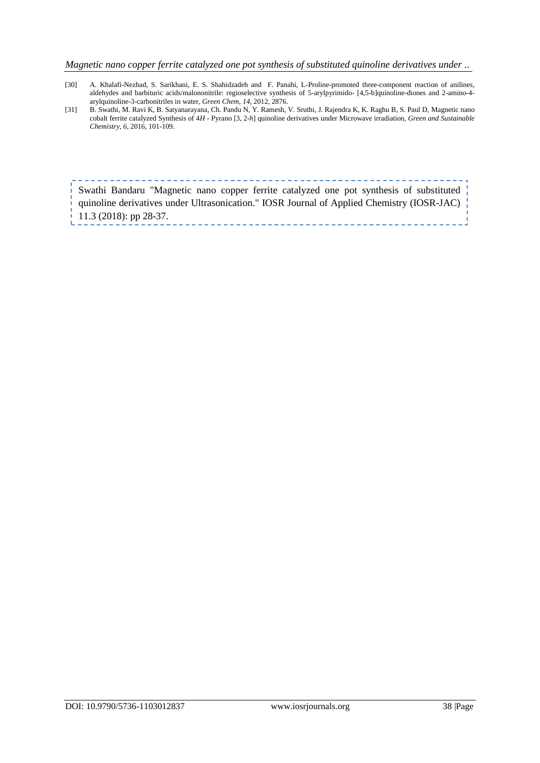[30] A. Khalafi-Nezhad, S. Sarikhani, E. S. Shahidzadeh and F. Panahi, L-Proline-promoted three-component reaction of anilines, aldehydes and barbituric acids/malononitrile: regioselective synthesis of 5-arylpyrimido- [4,5-b]quinoline-diones and 2-amino-4-arylquinoline-3-carbonitriles in water, *Green Chem*, *14*, 2012, 2876.

[31] B. Swathi, M. Ravi K, B. Satyanarayana, Ch. Pandu N, Y. Ramesh, V. Sruthi, J. Rajendra K, K. Raghu B, S. Paul D, Magnetic nano cobalt ferrite catalyzed Synthesis of 4*H* - Pyrano [3, 2-*h*] quinoline derivatives under Microwave irradiation, *Green and Sustainable Chemistry*, *6*, 2016, 101-109.

Swathi Bandaru "Magnetic nano copper ferrite catalyzed one pot synthesis of substituted quinoline derivatives under Ultrasonication." IOSR Journal of Applied Chemistry (IOSR-JAC) 11.3 (2018): pp 28-37.